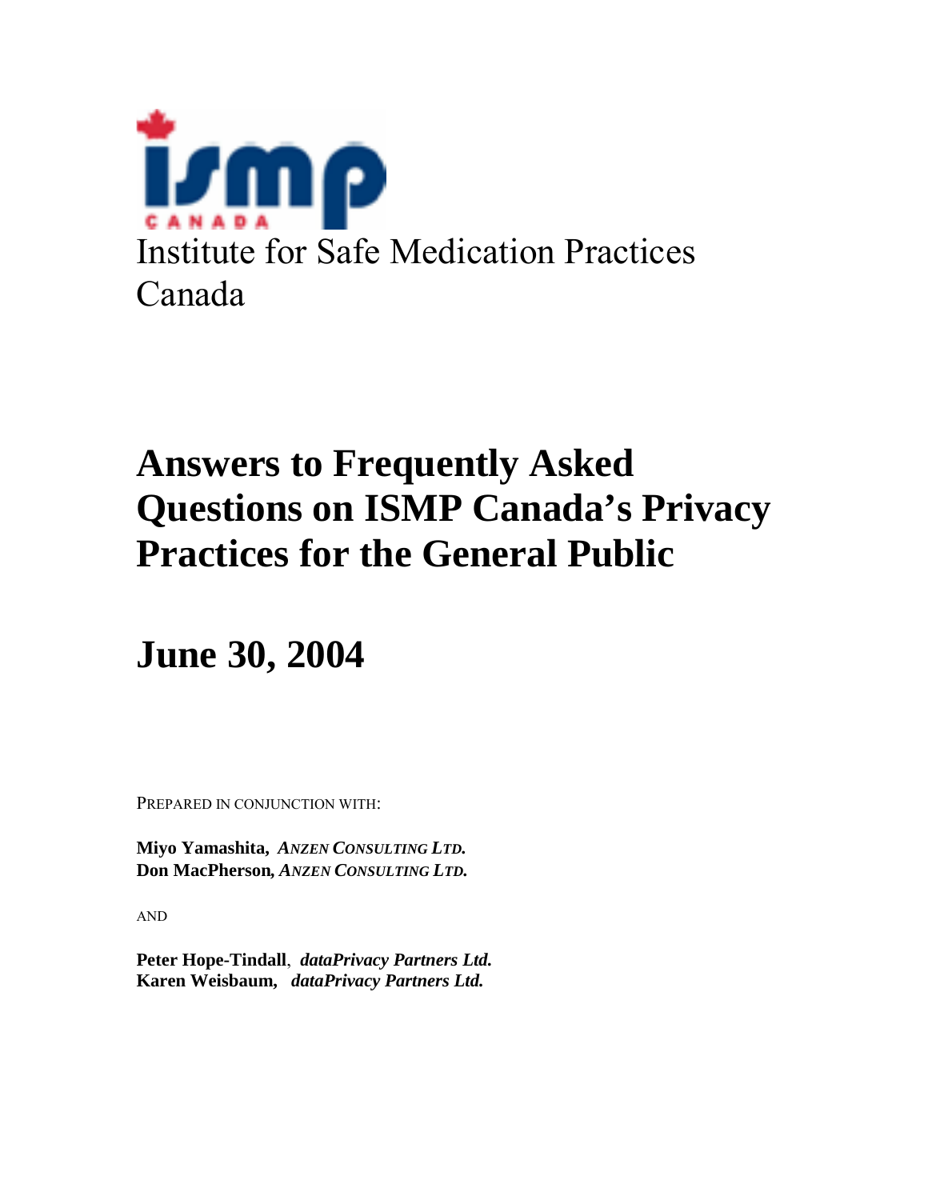Institute for Safe Medication Practices Canada

# Answers to Frequently Asked Questions on ISMP Canada's Privacy Practices for the General Public

# June 30, 2004

PREPARED IN CONJUNCTION WITH:

**Miyo Yamashita,** ***ANZEN CONSULTING LTD.***
**Don MacPherson,** ***ANZEN CONSULTING LTD.***

AND

**Peter Hope-Tindall**, ***dataPrivacy Partners Ltd.***
**Karen Weisbaum,** ***dataPrivacy Partners Ltd.***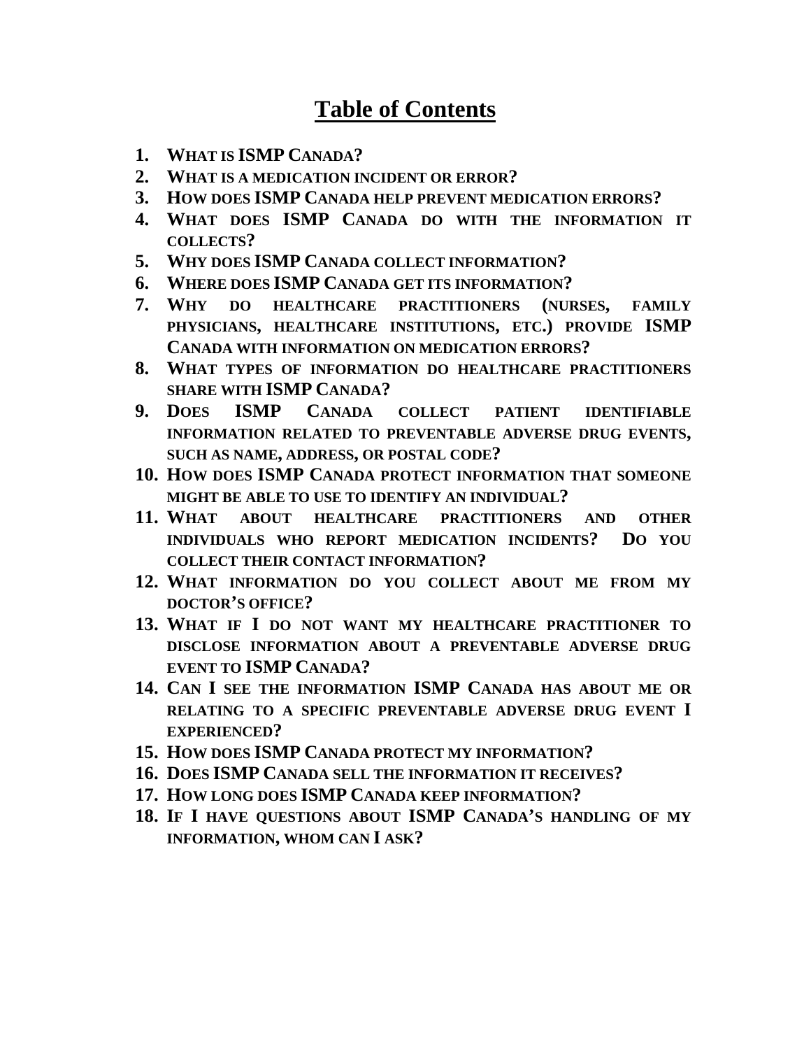# Table of Contents

1. **What is ISMP Canada?**
2. **What is a medication incident or error?**
3. **How does ISMP Canada help prevent medication errors?**
4. **What does ISMP Canada do with the information it collects?**
5. **Why does ISMP Canada collect information?**
6. **Where does ISMP Canada get its information?**
7. **Why do healthcare practitioners (nurses, family physicians, healthcare institutions, etc.) provide ISMP Canada with information on medication errors?**
8. **What types of information do healthcare practitioners share with ISMP Canada?**
9. **Does ISMP Canada collect patient identifiable information related to preventable adverse drug events, such as name, address, or postal code?**
10. **How does ISMP Canada protect information that someone might be able to use to identify an individual?**
11. **What about healthcare practitioners and other individuals who report medication incidents? Do you collect their contact information?**
12. **What information do you collect about me from my doctor's office?**
13. **What if I do not want my healthcare practitioner to disclose information about a preventable adverse drug event to ISMP Canada?**
14. **Can I see the information ISMP Canada has about me or relating to a specific preventable adverse drug event I experienced?**
15. **How does ISMP Canada protect my information?**
16. **Does ISMP Canada sell the information it receives?**
17. **How long does ISMP Canada keep information?**
18. **If I have questions about ISMP Canada's handling of my information, whom can I ask?**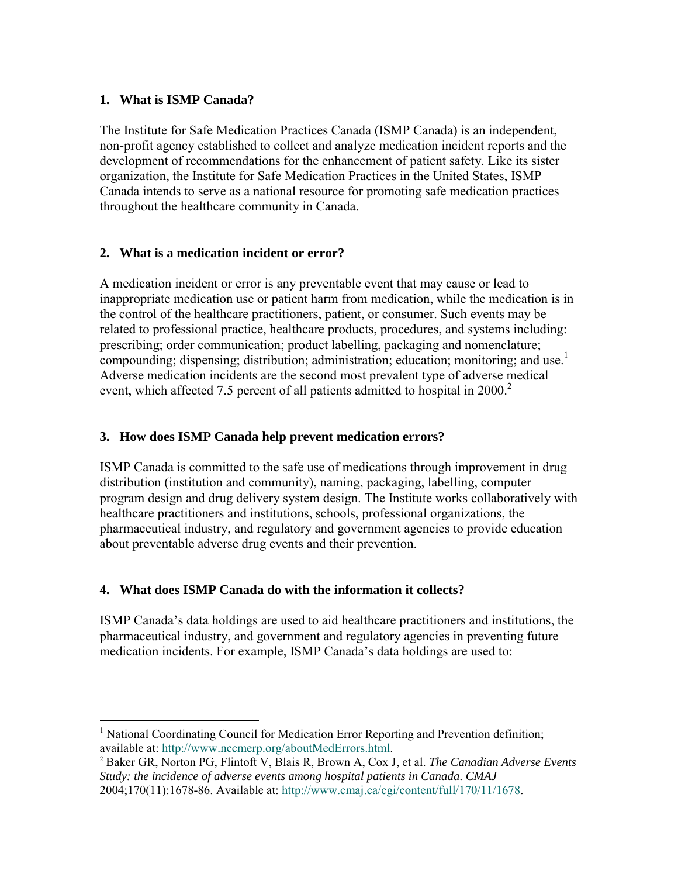## 1. What is ISMP Canada?

The Institute for Safe Medication Practices Canada (ISMP Canada) is an independent, non-profit agency established to collect and analyze medication incident reports and the development of recommendations for the enhancement of patient safety. Like its sister organization, the Institute for Safe Medication Practices in the United States, ISMP Canada intends to serve as a national resource for promoting safe medication practices throughout the healthcare community in Canada.

## 2. What is a medication incident or error?

A medication incident or error is any preventable event that may cause or lead to inappropriate medication use or patient harm from medication, while the medication is in the control of the healthcare practitioners, patient, or consumer. Such events may be related to professional practice, healthcare products, procedures, and systems including: prescribing; order communication; product labelling, packaging and nomenclature; compounding; dispensing; distribution; administration; education; monitoring; and use.[1] Adverse medication incidents are the second most prevalent type of adverse medical event, which affected 7.5 percent of all patients admitted to hospital in 2000.[2]

## 3. How does ISMP Canada help prevent medication errors?

ISMP Canada is committed to the safe use of medications through improvement in drug distribution (institution and community), naming, packaging, labelling, computer program design and drug delivery system design. The Institute works collaboratively with healthcare practitioners and institutions, schools, professional organizations, the pharmaceutical industry, and regulatory and government agencies to provide education about preventable adverse drug events and their prevention.

## 4. What does ISMP Canada do with the information it collects?

ISMP Canada's data holdings are used to aid healthcare practitioners and institutions, the pharmaceutical industry, and government and regulatory agencies in preventing future medication incidents. For example, ISMP Canada's data holdings are used to:

---

[1] National Coordinating Council for Medication Error Reporting and Prevention definition; available at: http://www.nccmerp.org/aboutMedErrors.html.

[2] Baker GR, Norton PG, Flintoft V, Blais R, Brown A, Cox J, et al. *The Canadian Adverse Events Study: the incidence of adverse events among hospital patients in Canada. CMAJ* 2004;170(11):1678-86. Available at: http://www.cmaj.ca/cgi/content/full/170/11/1678.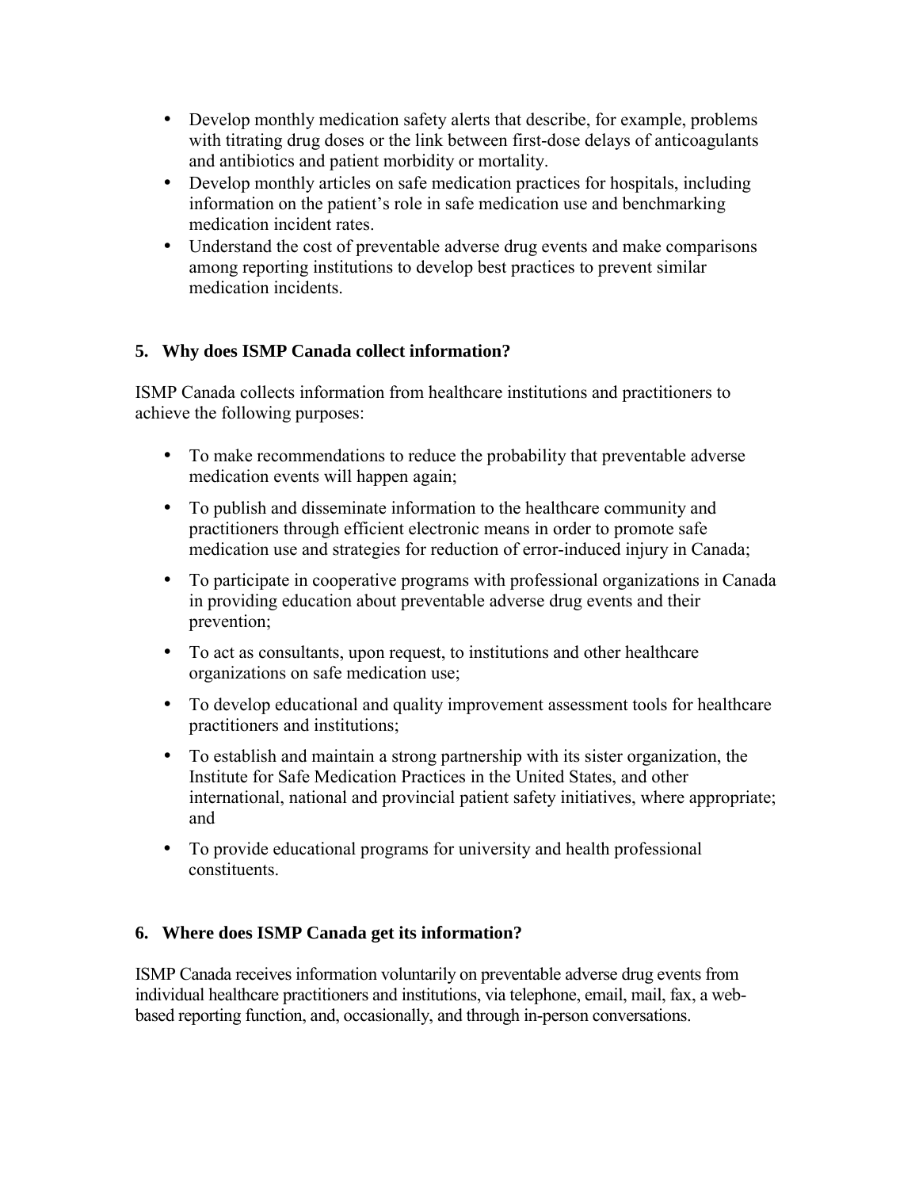- Develop monthly medication safety alerts that describe, for example, problems with titrating drug doses or the link between first-dose delays of anticoagulants and antibiotics and patient morbidity or mortality.
- Develop monthly articles on safe medication practices for hospitals, including information on the patient's role in safe medication use and benchmarking medication incident rates.
- Understand the cost of preventable adverse drug events and make comparisons among reporting institutions to develop best practices to prevent similar medication incidents.

## 5. Why does ISMP Canada collect information?

ISMP Canada collects information from healthcare institutions and practitioners to achieve the following purposes:

- To make recommendations to reduce the probability that preventable adverse medication events will happen again;
- To publish and disseminate information to the healthcare community and practitioners through efficient electronic means in order to promote safe medication use and strategies for reduction of error-induced injury in Canada;
- To participate in cooperative programs with professional organizations in Canada in providing education about preventable adverse drug events and their prevention;
- To act as consultants, upon request, to institutions and other healthcare organizations on safe medication use;
- To develop educational and quality improvement assessment tools for healthcare practitioners and institutions;
- To establish and maintain a strong partnership with its sister organization, the Institute for Safe Medication Practices in the United States, and other international, national and provincial patient safety initiatives, where appropriate; and
- To provide educational programs for university and health professional constituents.

## 6. Where does ISMP Canada get its information?

ISMP Canada receives information voluntarily on preventable adverse drug events from individual healthcare practitioners and institutions, via telephone, email, mail, fax, a web-based reporting function, and, occasionally, and through in-person conversations.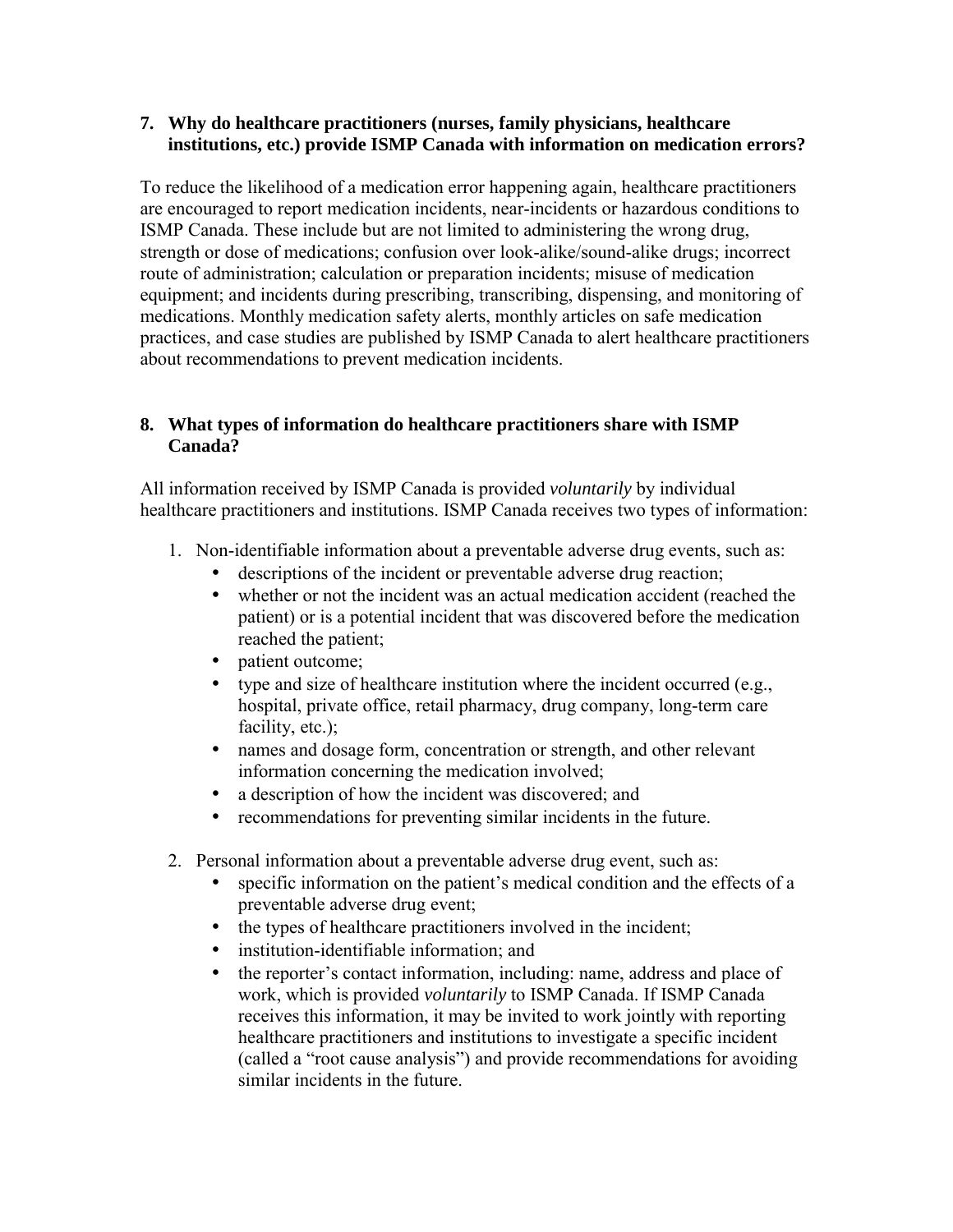## 7. Why do healthcare practitioners (nurses, family physicians, healthcare institutions, etc.) provide ISMP Canada with information on medication errors?

To reduce the likelihood of a medication error happening again, healthcare practitioners are encouraged to report medication incidents, near-incidents or hazardous conditions to ISMP Canada. These include but are not limited to administering the wrong drug, strength or dose of medications; confusion over look-alike/sound-alike drugs; incorrect route of administration; calculation or preparation incidents; misuse of medication equipment; and incidents during prescribing, transcribing, dispensing, and monitoring of medications. Monthly medication safety alerts, monthly articles on safe medication practices, and case studies are published by ISMP Canada to alert healthcare practitioners about recommendations to prevent medication incidents.

## 8. What types of information do healthcare practitioners share with ISMP Canada?

All information received by ISMP Canada is provided *voluntarily* by individual healthcare practitioners and institutions. ISMP Canada receives two types of information:

1. Non-identifiable information about a preventable adverse drug events, such as:
   - descriptions of the incident or preventable adverse drug reaction;
   - whether or not the incident was an actual medication accident (reached the patient) or is a potential incident that was discovered before the medication reached the patient;
   - patient outcome;
   - type and size of healthcare institution where the incident occurred (e.g., hospital, private office, retail pharmacy, drug company, long-term care facility, etc.);
   - names and dosage form, concentration or strength, and other relevant information concerning the medication involved;
   - a description of how the incident was discovered; and
   - recommendations for preventing similar incidents in the future.

2. Personal information about a preventable adverse drug event, such as:
   - specific information on the patient's medical condition and the effects of a preventable adverse drug event;
   - the types of healthcare practitioners involved in the incident;
   - institution-identifiable information; and
   - the reporter's contact information, including: name, address and place of work, which is provided *voluntarily* to ISMP Canada. If ISMP Canada receives this information, it may be invited to work jointly with reporting healthcare practitioners and institutions to investigate a specific incident (called a "root cause analysis") and provide recommendations for avoiding similar incidents in the future.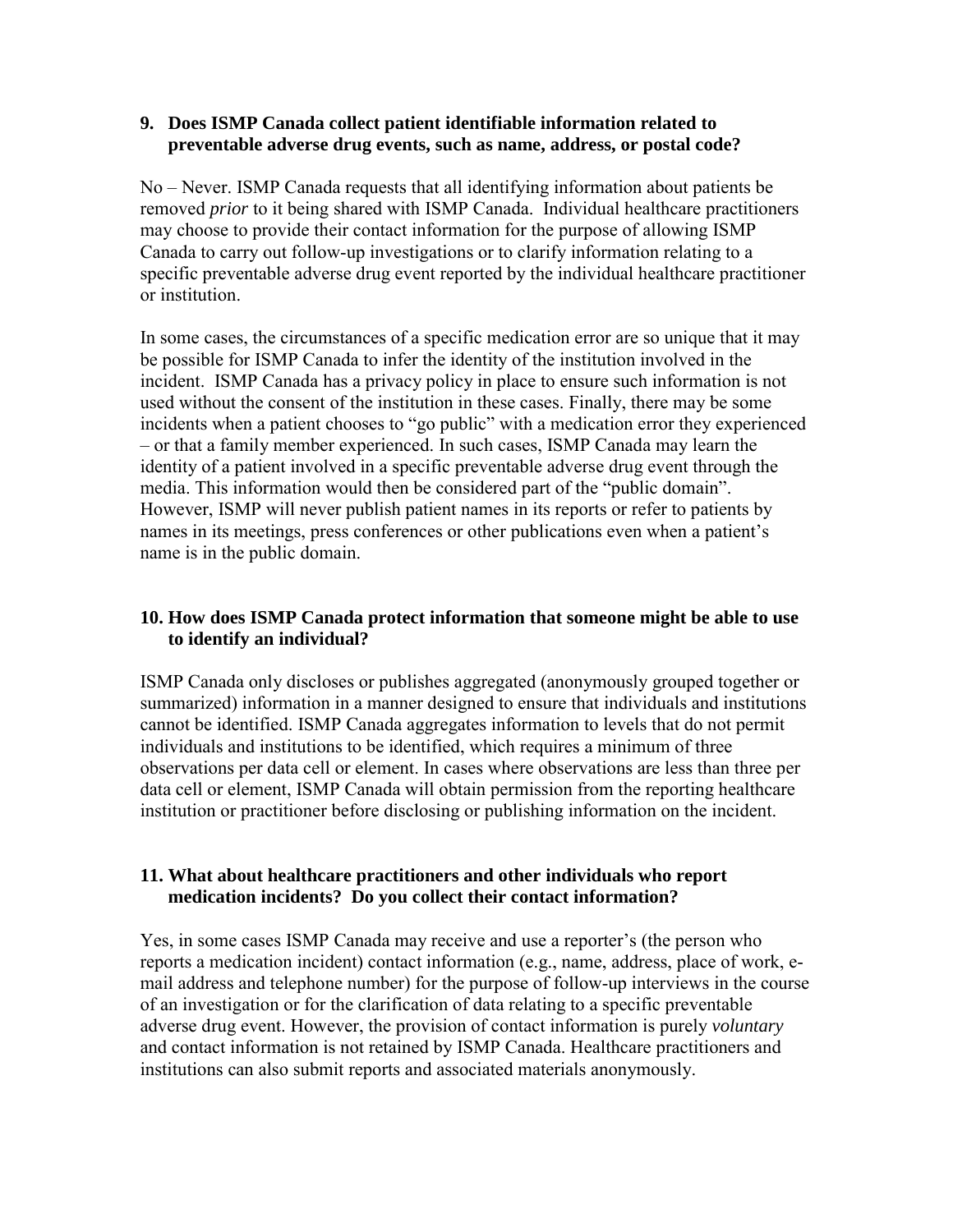### 9. Does ISMP Canada collect patient identifiable information related to preventable adverse drug events, such as name, address, or postal code?

No – Never. ISMP Canada requests that all identifying information about patients be removed *prior* to it being shared with ISMP Canada. Individual healthcare practitioners may choose to provide their contact information for the purpose of allowing ISMP Canada to carry out follow-up investigations or to clarify information relating to a specific preventable adverse drug event reported by the individual healthcare practitioner or institution.

In some cases, the circumstances of a specific medication error are so unique that it may be possible for ISMP Canada to infer the identity of the institution involved in the incident. ISMP Canada has a privacy policy in place to ensure such information is not used without the consent of the institution in these cases. Finally, there may be some incidents when a patient chooses to "go public" with a medication error they experienced – or that a family member experienced. In such cases, ISMP Canada may learn the identity of a patient involved in a specific preventable adverse drug event through the media. This information would then be considered part of the "public domain". However, ISMP will never publish patient names in its reports or refer to patients by names in its meetings, press conferences or other publications even when a patient's name is in the public domain.

### 10. How does ISMP Canada protect information that someone might be able to use to identify an individual?

ISMP Canada only discloses or publishes aggregated (anonymously grouped together or summarized) information in a manner designed to ensure that individuals and institutions cannot be identified. ISMP Canada aggregates information to levels that do not permit individuals and institutions to be identified, which requires a minimum of three observations per data cell or element. In cases where observations are less than three per data cell or element, ISMP Canada will obtain permission from the reporting healthcare institution or practitioner before disclosing or publishing information on the incident.

### 11. What about healthcare practitioners and other individuals who report medication incidents? Do you collect their contact information?

Yes, in some cases ISMP Canada may receive and use a reporter's (the person who reports a medication incident) contact information (e.g., name, address, place of work, e-mail address and telephone number) for the purpose of follow-up interviews in the course of an investigation or for the clarification of data relating to a specific preventable adverse drug event. However, the provision of contact information is purely *voluntary* and contact information is not retained by ISMP Canada. Healthcare practitioners and institutions can also submit reports and associated materials anonymously.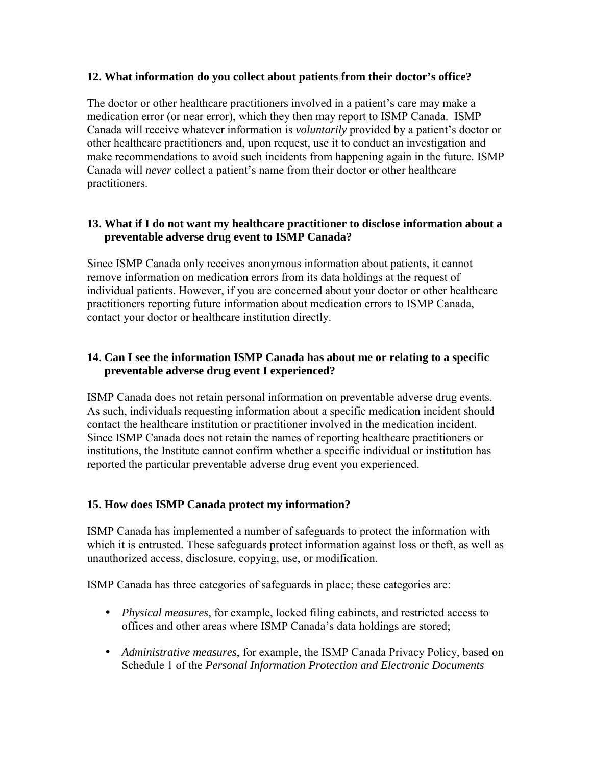**12. What information do you collect about patients from their doctor's office?**

The doctor or other healthcare practitioners involved in a patient's care may make a medication error (or near error), which they then may report to ISMP Canada. ISMP Canada will receive whatever information is *voluntarily* provided by a patient's doctor or other healthcare practitioners and, upon request, use it to conduct an investigation and make recommendations to avoid such incidents from happening again in the future. ISMP Canada will *never* collect a patient's name from their doctor or other healthcare practitioners.

**13. What if I do not want my healthcare practitioner to disclose information about a preventable adverse drug event to ISMP Canada?**

Since ISMP Canada only receives anonymous information about patients, it cannot remove information on medication errors from its data holdings at the request of individual patients. However, if you are concerned about your doctor or other healthcare practitioners reporting future information about medication errors to ISMP Canada, contact your doctor or healthcare institution directly.

**14. Can I see the information ISMP Canada has about me or relating to a specific preventable adverse drug event I experienced?**

ISMP Canada does not retain personal information on preventable adverse drug events. As such, individuals requesting information about a specific medication incident should contact the healthcare institution or practitioner involved in the medication incident. Since ISMP Canada does not retain the names of reporting healthcare practitioners or institutions, the Institute cannot confirm whether a specific individual or institution has reported the particular preventable adverse drug event you experienced.

**15. How does ISMP Canada protect my information?**

ISMP Canada has implemented a number of safeguards to protect the information with which it is entrusted. These safeguards protect information against loss or theft, as well as unauthorized access, disclosure, copying, use, or modification.

ISMP Canada has three categories of safeguards in place; these categories are:

- *Physical measures*, for example, locked filing cabinets, and restricted access to offices and other areas where ISMP Canada's data holdings are stored;
- *Administrative measures*, for example, the ISMP Canada Privacy Policy, based on Schedule 1 of the *Personal Information Protection and Electronic Documents*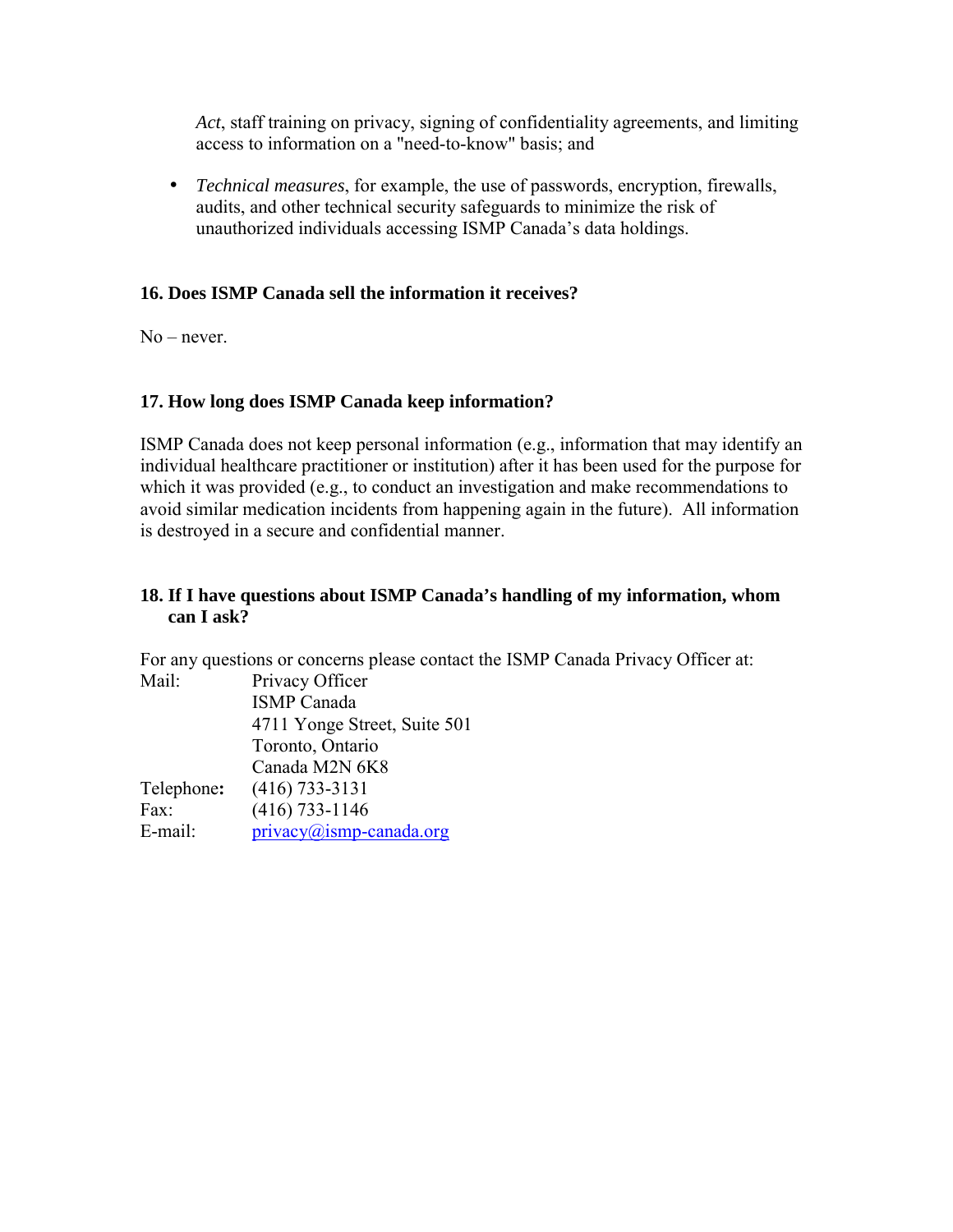*Act*, staff training on privacy, signing of confidentiality agreements, and limiting access to information on a "need-to-know" basis; and

- *Technical measures*, for example, the use of passwords, encryption, firewalls, audits, and other technical security safeguards to minimize the risk of unauthorized individuals accessing ISMP Canada's data holdings.

**16. Does ISMP Canada sell the information it receives?**

No – never.

**17. How long does ISMP Canada keep information?**

ISMP Canada does not keep personal information (e.g., information that may identify an individual healthcare practitioner or institution) after it has been used for the purpose for which it was provided (e.g., to conduct an investigation and make recommendations to avoid similar medication incidents from happening again in the future). All information is destroyed in a secure and confidential manner.

**18. If I have questions about ISMP Canada's handling of my information, whom can I ask?**

For any questions or concerns please contact the ISMP Canada Privacy Officer at:

| | |
|---|---|
| Mail: | Privacy Officer<br>ISMP Canada<br>4711 Yonge Street, Suite 501<br>Toronto, Ontario<br>Canada M2N 6K8 |
| Telephone**:** | (416) 733-3131 |
| Fax: | (416) 733-1146 |
| E-mail: | privacy@ismp-canada.org |